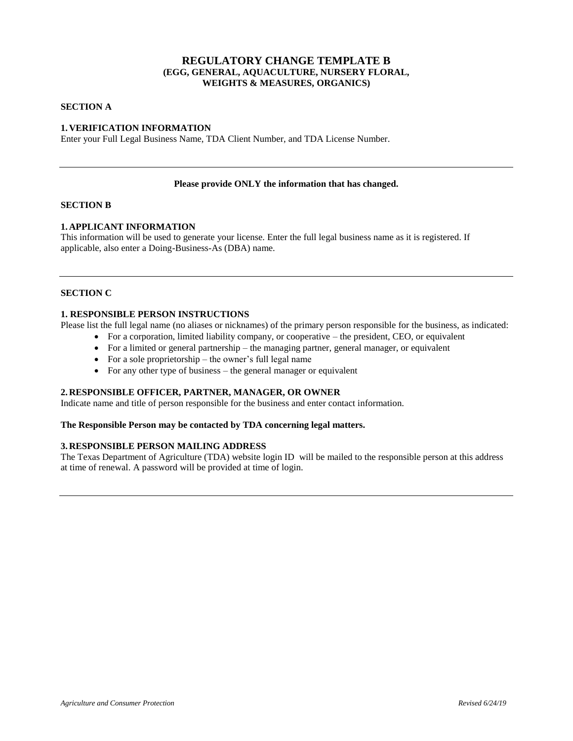# REGULATORY CHANGE TEMPLATE B
## (EGG, GENERAL, AQUACULTURE, NURSERY FLORAL, WEIGHTS & MEASURES, ORGANICS)

**SECTION A**

**1. VERIFICATION INFORMATION**

Enter your Full Legal Business Name, TDA Client Number, and TDA License Number.

---

**Please provide ONLY the information that has changed.**

**SECTION B**

**1. APPLICANT INFORMATION**

This information will be used to generate your license. Enter the full legal business name as it is registered. If applicable, also enter a Doing-Business-As (DBA) name.

---

**SECTION C**

**1. RESPONSIBLE PERSON INSTRUCTIONS**

Please list the full legal name (no aliases or nicknames) of the primary person responsible for the business, as indicated:

- For a corporation, limited liability company, or cooperative – the president, CEO, or equivalent
- For a limited or general partnership – the managing partner, general manager, or equivalent
- For a sole proprietorship – the owner's full legal name
- For any other type of business – the general manager or equivalent

**2. RESPONSIBLE OFFICER, PARTNER, MANAGER, OR OWNER**

Indicate name and title of person responsible for the business and enter contact information.

**The Responsible Person may be contacted by TDA concerning legal matters.**

**3. RESPONSIBLE PERSON MAILING ADDRESS**

The Texas Department of Agriculture (TDA) website login ID will be mailed to the responsible person at this address at time of renewal. A password will be provided at time of login.

---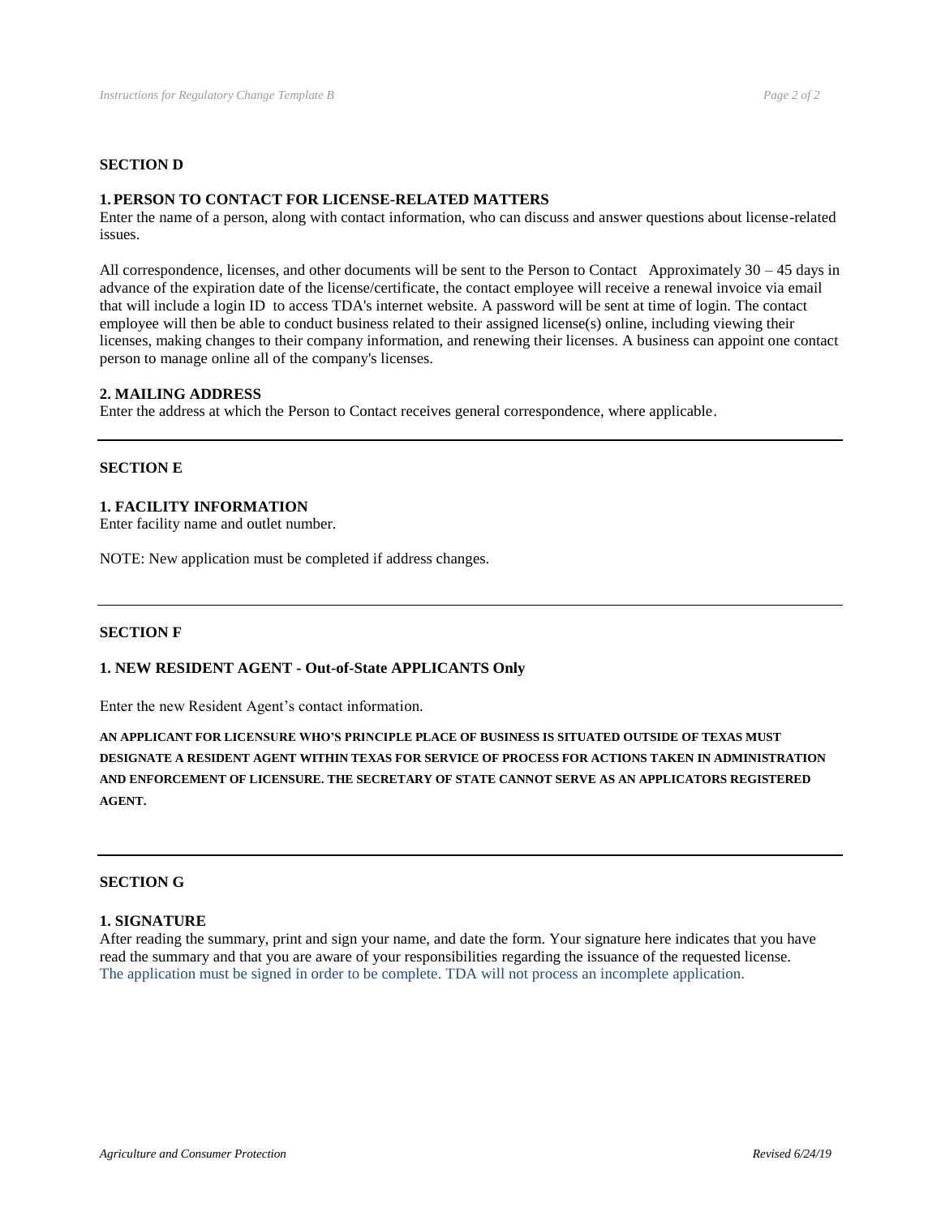## SECTION D

### 1. PERSON TO CONTACT FOR LICENSE-RELATED MATTERS

Enter the name of a person, along with contact information, who can discuss and answer questions about license-related issues.

All correspondence, licenses, and other documents will be sent to the Person to Contact  Approximately 30 – 45 days in advance of the expiration date of the license/certificate, the contact employee will receive a renewal invoice via email that will include a login ID to access TDA's internet website. A password will be sent at time of login. The contact employee will then be able to conduct business related to their assigned license(s) online, including viewing their licenses, making changes to their company information, and renewing their licenses. A business can appoint one contact person to manage online all of the company's licenses.

### 2. MAILING ADDRESS

Enter the address at which the Person to Contact receives general correspondence, where applicable.

---

## SECTION E

### 1. FACILITY INFORMATION

Enter facility name and outlet number.

NOTE: New application must be completed if address changes.

---

## SECTION F

### 1. NEW RESIDENT AGENT - Out-of-State APPLICANTS Only

Enter the new Resident Agent's contact information.

**AN APPLICANT FOR LICENSURE WHO'S PRINCIPLE PLACE OF BUSINESS IS SITUATED OUTSIDE OF TEXAS MUST DESIGNATE A RESIDENT AGENT WITHIN TEXAS FOR SERVICE OF PROCESS FOR ACTIONS TAKEN IN ADMINISTRATION AND ENFORCEMENT OF LICENSURE. THE SECRETARY OF STATE CANNOT SERVE AS AN APPLICATORS REGISTERED AGENT.**

---

## SECTION G

### 1. SIGNATURE

After reading the summary, print and sign your name, and date the form. Your signature here indicates that you have read the summary and that you are aware of your responsibilities regarding the issuance of the requested license. The application must be signed in order to be complete. TDA will not process an incomplete application.